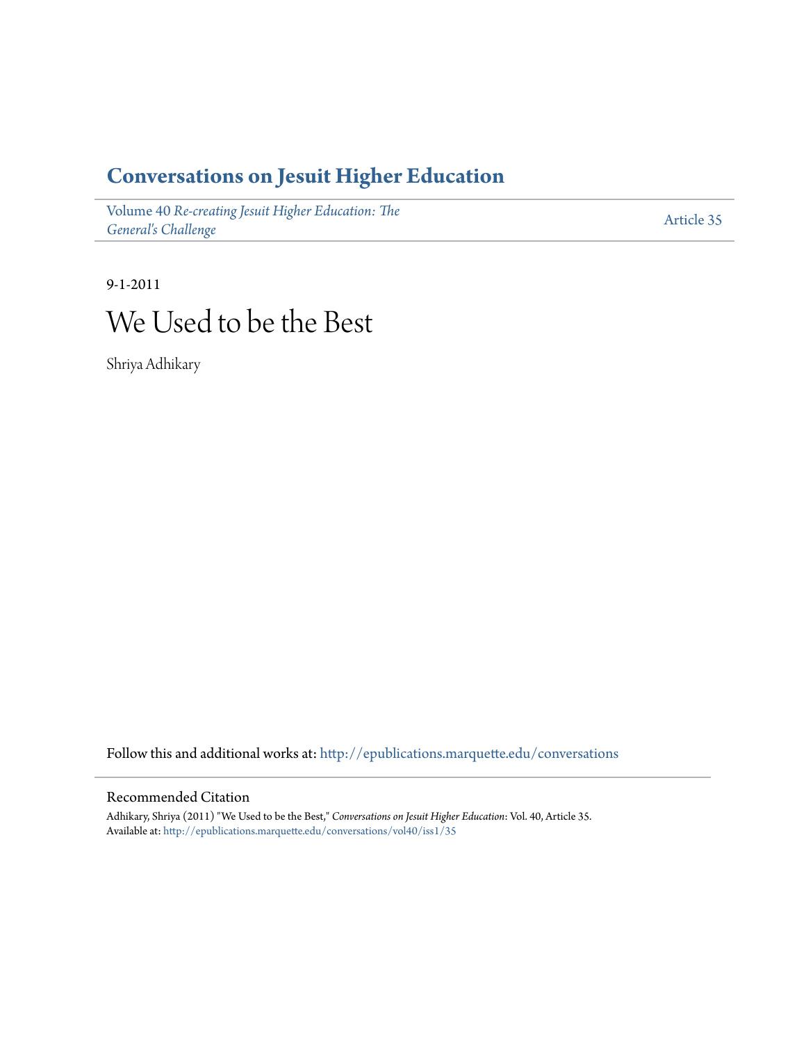# Conversations on Jesuit Higher Education

Volume 40 *Re-creating Jesuit Higher Education: The General's Challenge*

Article 35

9-1-2011

# We Used to be the Best

Shriya Adhikary

Follow this and additional works at: http://epublications.marquette.edu/conversations

## Recommended Citation

Adhikary, Shriya (2011) "We Used to be the Best," *Conversations on Jesuit Higher Education*: Vol. 40, Article 35.
Available at: http://epublications.marquette.edu/conversations/vol40/iss1/35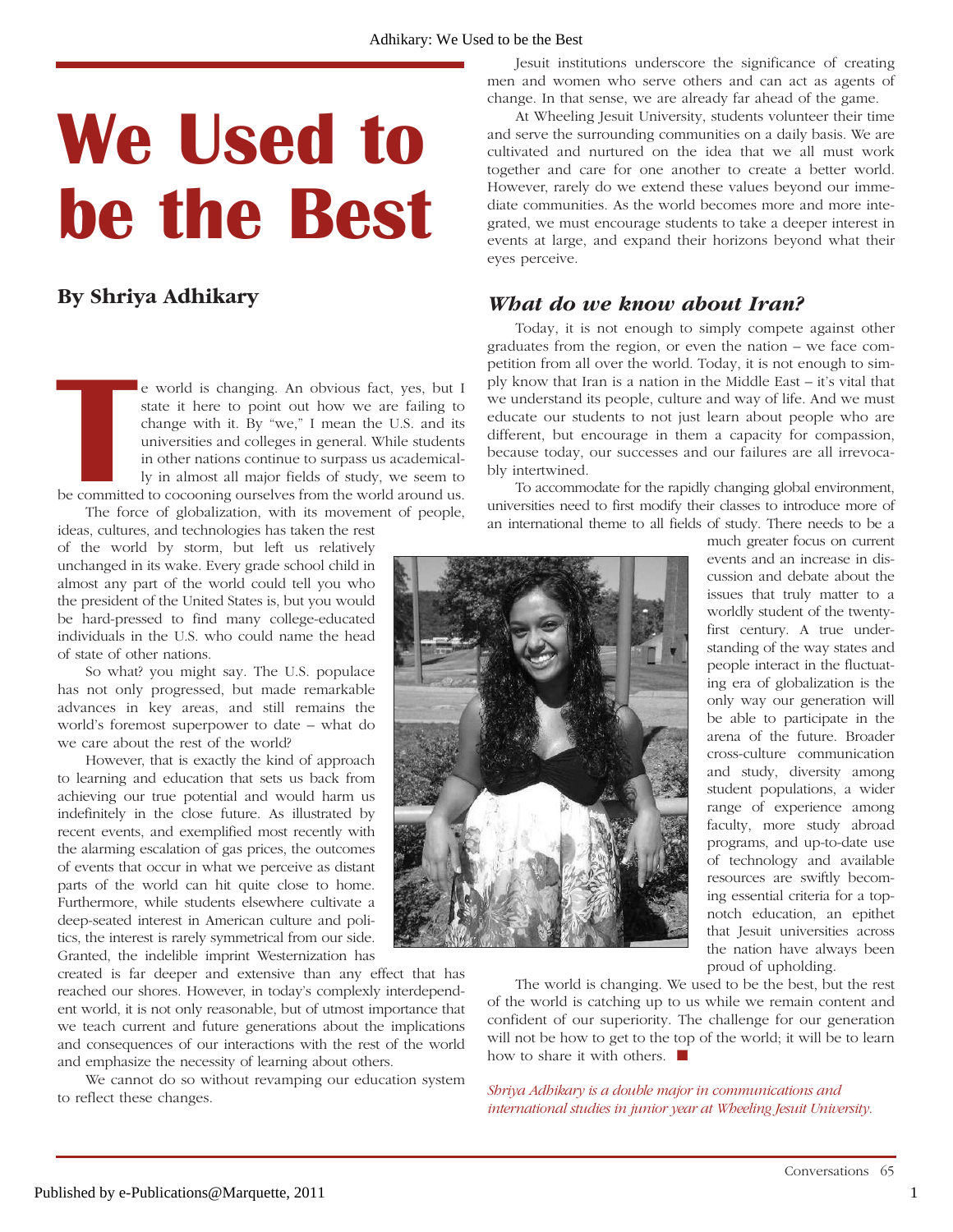# We Used to be the Best

## By Shriya Adhikary

The world is changing. An obvious fact, yes, but I state it here to point out how we are failing to change with it. By "we," I mean the U.S. and its universities and colleges in general. While students in other nations continue to surpass us academically in almost all major fields of study, we seem to be committed to cocooning ourselves from the world around us.

The force of globalization, with its movement of people, ideas, cultures, and technologies has taken the rest of the world by storm, but left us relatively unchanged in its wake. Every grade school child in almost any part of the world could tell you who the president of the United States is, but you would be hard-pressed to find many college-educated individuals in the U.S. who could name the head of state of other nations.

So what? you might say. The U.S. populace has not only progressed, but made remarkable advances in key areas, and still remains the world's foremost superpower to date – what do we care about the rest of the world?

However, that is exactly the kind of approach to learning and education that sets us back from achieving our true potential and would harm us indefinitely in the close future. As illustrated by recent events, and exemplified most recently with the alarming escalation of gas prices, the outcomes of events that occur in what we perceive as distant parts of the world can hit quite close to home. Furthermore, while students elsewhere cultivate a deep-seated interest in American culture and politics, the interest is rarely symmetrical from our side. Granted, the indelible imprint Westernization has created is far deeper and extensive than any effect that has reached our shores. However, in today's complexly interdependent world, it is not only reasonable, but of utmost importance that we teach current and future generations about the implications and consequences of our interactions with the rest of the world and emphasize the necessity of learning about others.

We cannot do so without revamping our education system to reflect these changes.

Jesuit institutions underscore the significance of creating men and women who serve others and can act as agents of change. In that sense, we are already far ahead of the game.

At Wheeling Jesuit University, students volunteer their time and serve the surrounding communities on a daily basis. We are cultivated and nurtured on the idea that we all must work together and care for one another to create a better world. However, rarely do we extend these values beyond our immediate communities. As the world becomes more and more integrated, we must encourage students to take a deeper interest in events at large, and expand their horizons beyond what their eyes perceive.

### *What do we know about Iran?*

Today, it is not enough to simply compete against other graduates from the region, or even the nation – we face competition from all over the world. Today, it is not enough to simply know that Iran is a nation in the Middle East – it's vital that we understand its people, culture and way of life. And we must educate our students to not just learn about people who are different, but encourage in them a capacity for compassion, because today, our successes and our failures are all irrevocably intertwined.

To accommodate for the rapidly changing global environment, universities need to first modify their classes to introduce more of an international theme to all fields of study. There needs to be a much greater focus on current events and an increase in discussion and debate about the issues that truly matter to a worldly student of the twenty-first century. A true understanding of the way states and people interact in the fluctuating era of globalization is the only way our generation will be able to participate in the arena of the future. Broader cross-culture communication and study, diversity among student populations, a wider range of experience among faculty, more study abroad programs, and up-to-date use of technology and available resources are swiftly becoming essential criteria for a top-notch education, an epithet that Jesuit universities across the nation have always been proud of upholding.

The world is changing. We used to be the best, but the rest of the world is catching up to us while we remain content and confident of our superiority. The challenge for our generation will not be how to get to the top of the world; it will be to learn how to share it with others. ■

*Shriya Adhikary is a double major in communications and international studies in junior year at Wheeling Jesuit University.*